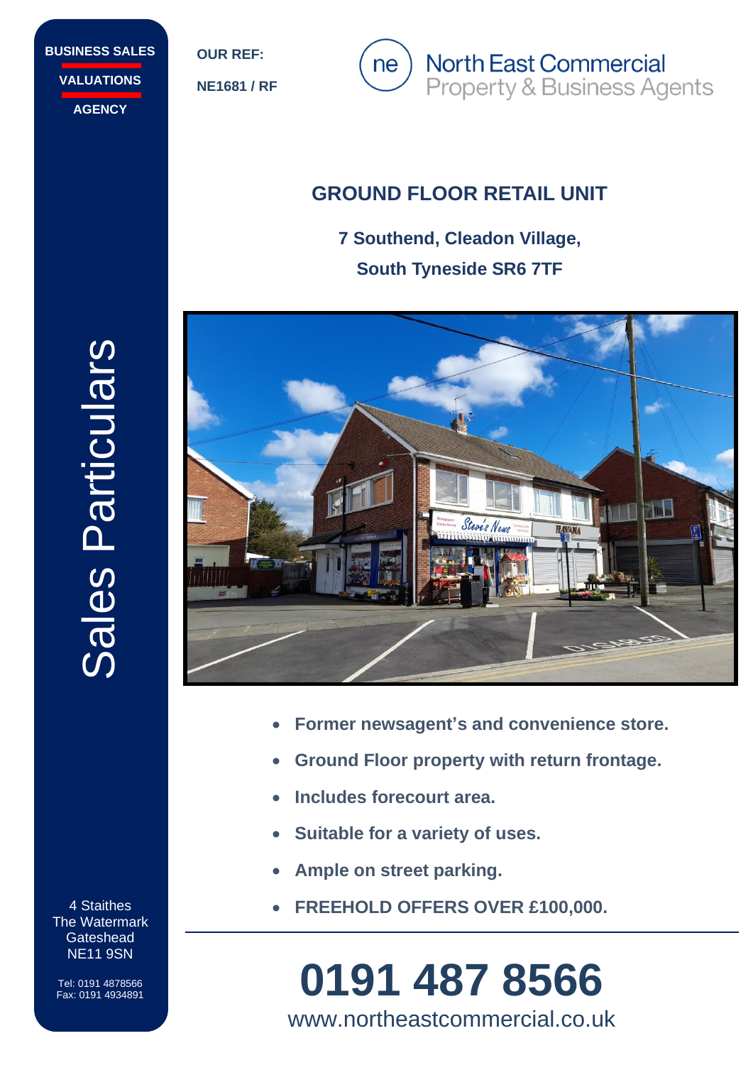BUSINESS SALES

VALUATIONS

AGENCY

OUR REF:

NE1681 / RF

North East Commercial
Property & Business Agents

# GROUND FLOOR RETAIL UNIT

**7 Southend, Cleadon Village,**

**South Tyneside SR6 7TF**

Sales Particulars

- **Former newsagent's and convenience store.**
- **Ground Floor property with return frontage.**
- **Includes forecourt area.**
- **Suitable for a variety of uses.**
- **Ample on street parking.**
- **FREEHOLD OFFERS OVER £100,000.**

4 Staithes
The Watermark
Gateshead
NE11 9SN

Tel: 0191 4878566
Fax: 0191 4934891

# 0191 487 8566

www.northeastcommercial.co.uk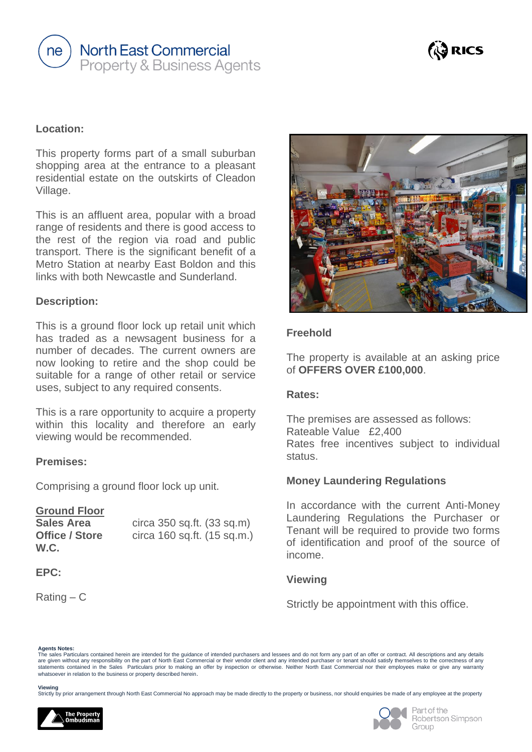**Location:**

This property forms part of a small suburban shopping area at the entrance to a pleasant residential estate on the outskirts of Cleadon Village.

This is an affluent area, popular with a broad range of residents and there is good access to the rest of the region via road and public transport. There is the significant benefit of a Metro Station at nearby East Boldon and this links with both Newcastle and Sunderland.

**Description:**

This is a ground floor lock up retail unit which has traded as a newsagent business for a number of decades. The current owners are now looking to retire and the shop could be suitable for a range of other retail or service uses, subject to any required consents.

This is a rare opportunity to acquire a property within this locality and therefore an early viewing would be recommended.

**Premises:**

Comprising a ground floor lock up unit.

| | |
|---|---|
| **Ground Floor** | |
| **Sales Area** | circa 350 sq.ft. (33 sq.m) |
| **Office / Store** | circa 160 sq.ft. (15 sq.m.) |
| **W.C.** | |

**EPC:**

Rating – C

**Freehold**

The property is available at an asking price of **OFFERS OVER £100,000**.

**Rates:**

The premises are assessed as follows:
Rateable Value £2,400
Rates free incentives subject to individual status.

**Money Laundering Regulations**

In accordance with the current Anti-Money Laundering Regulations the Purchaser or Tenant will be required to provide two forms of identification and proof of the source of income.

**Viewing**

Strictly be appointment with this office.

**Agents Notes:**
The sales Particulars contained herein are intended for the guidance of intended purchasers and lessees and do not form any part of an offer or contract. All descriptions and any details are given without any responsibility on the part of North East Commercial or their vendor client and any intended purchaser or tenant should satisfy themselves to the correctness of any statements contained in the Sales Particulars prior to making an offer by inspection or otherwise. Neither North East Commercial nor their employees make or give any warranty whatsoever in relation to the business or property described herein.

**Viewing**
Strictly by prior arrangement through North East Commercial No approach may be made directly to the property or business, nor should enquiries be made of any employee at the property